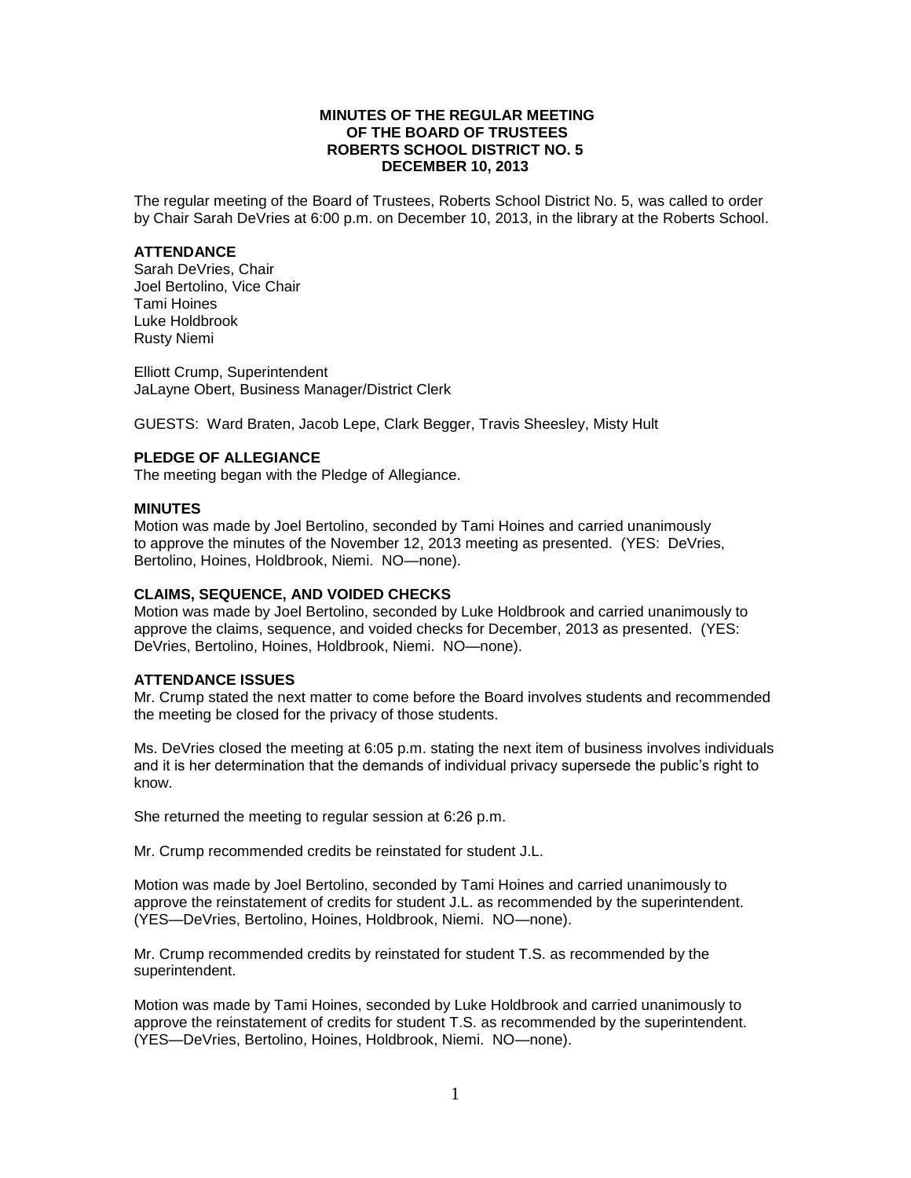# MINUTES OF THE REGULAR MEETING OF THE BOARD OF TRUSTEES ROBERTS SCHOOL DISTRICT NO. 5 DECEMBER 10, 2013

The regular meeting of the Board of Trustees, Roberts School District No. 5, was called to order by Chair Sarah DeVries at 6:00 p.m. on December 10, 2013, in the library at the Roberts School.

**ATTENDANCE**

Sarah DeVries, Chair
Joel Bertolino, Vice Chair
Tami Hoines
Luke Holdbrook
Rusty Niemi

Elliott Crump, Superintendent
JaLayne Obert, Business Manager/District Clerk

GUESTS: Ward Braten, Jacob Lepe, Clark Begger, Travis Sheesley, Misty Hult

**PLEDGE OF ALLEGIANCE**

The meeting began with the Pledge of Allegiance.

**MINUTES**

Motion was made by Joel Bertolino, seconded by Tami Hoines and carried unanimously to approve the minutes of the November 12, 2013 meeting as presented. (YES: DeVries, Bertolino, Hoines, Holdbrook, Niemi. NO—none).

**CLAIMS, SEQUENCE, AND VOIDED CHECKS**

Motion was made by Joel Bertolino, seconded by Luke Holdbrook and carried unanimously to approve the claims, sequence, and voided checks for December, 2013 as presented. (YES: DeVries, Bertolino, Hoines, Holdbrook, Niemi. NO—none).

**ATTENDANCE ISSUES**

Mr. Crump stated the next matter to come before the Board involves students and recommended the meeting be closed for the privacy of those students.

Ms. DeVries closed the meeting at 6:05 p.m. stating the next item of business involves individuals and it is her determination that the demands of individual privacy supersede the public's right to know.

She returned the meeting to regular session at 6:26 p.m.

Mr. Crump recommended credits be reinstated for student J.L.

Motion was made by Joel Bertolino, seconded by Tami Hoines and carried unanimously to approve the reinstatement of credits for student J.L. as recommended by the superintendent. (YES—DeVries, Bertolino, Hoines, Holdbrook, Niemi. NO—none).

Mr. Crump recommended credits by reinstated for student T.S. as recommended by the superintendent.

Motion was made by Tami Hoines, seconded by Luke Holdbrook and carried unanimously to approve the reinstatement of credits for student T.S. as recommended by the superintendent. (YES—DeVries, Bertolino, Hoines, Holdbrook, Niemi. NO—none).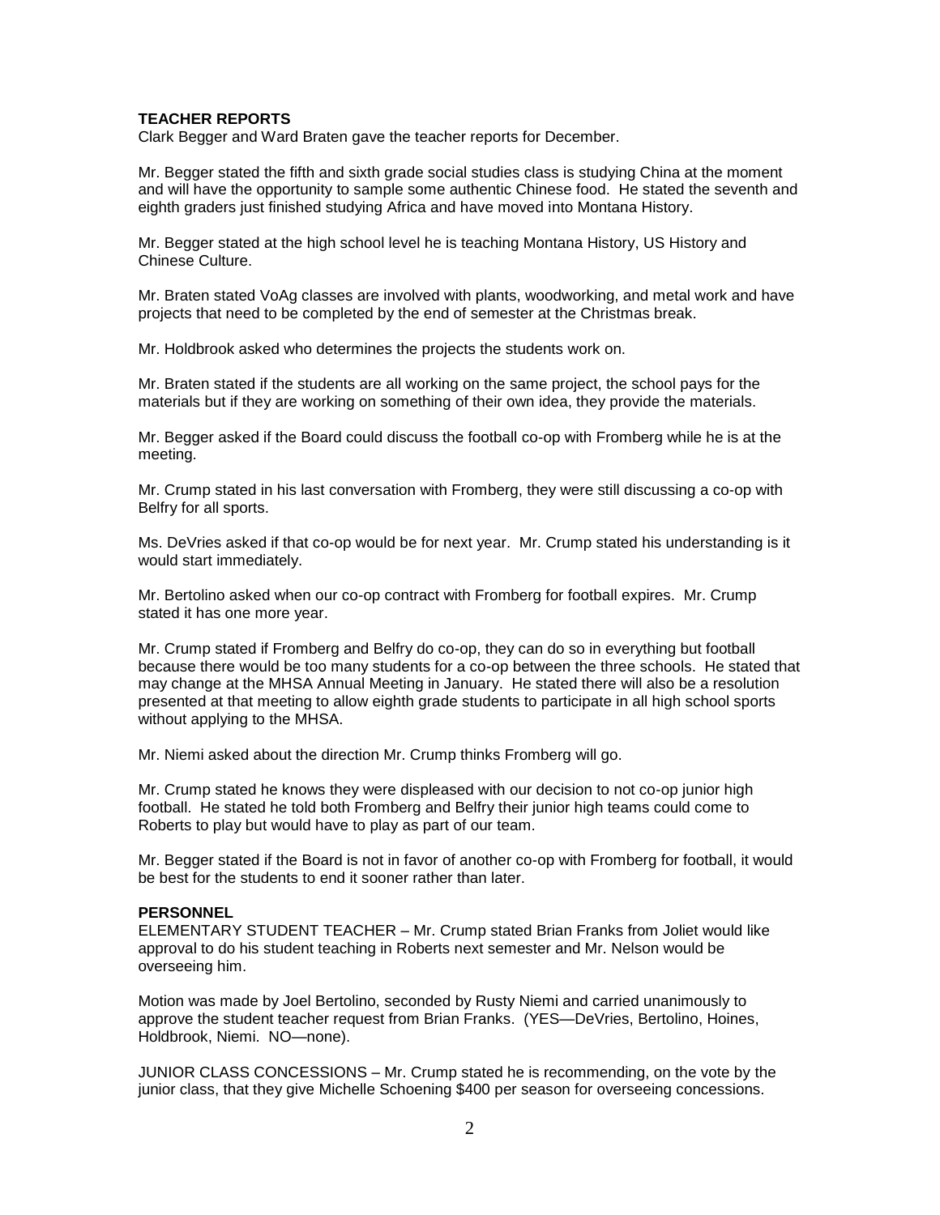**TEACHER REPORTS**
Clark Begger and Ward Braten gave the teacher reports for December.

Mr. Begger stated the fifth and sixth grade social studies class is studying China at the moment and will have the opportunity to sample some authentic Chinese food. He stated the seventh and eighth graders just finished studying Africa and have moved into Montana History.

Mr. Begger stated at the high school level he is teaching Montana History, US History and Chinese Culture.

Mr. Braten stated VoAg classes are involved with plants, woodworking, and metal work and have projects that need to be completed by the end of semester at the Christmas break.

Mr. Holdbrook asked who determines the projects the students work on.

Mr. Braten stated if the students are all working on the same project, the school pays for the materials but if they are working on something of their own idea, they provide the materials.

Mr. Begger asked if the Board could discuss the football co-op with Fromberg while he is at the meeting.

Mr. Crump stated in his last conversation with Fromberg, they were still discussing a co-op with Belfry for all sports.

Ms. DeVries asked if that co-op would be for next year. Mr. Crump stated his understanding is it would start immediately.

Mr. Bertolino asked when our co-op contract with Fromberg for football expires. Mr. Crump stated it has one more year.

Mr. Crump stated if Fromberg and Belfry do co-op, they can do so in everything but football because there would be too many students for a co-op between the three schools. He stated that may change at the MHSA Annual Meeting in January. He stated there will also be a resolution presented at that meeting to allow eighth grade students to participate in all high school sports without applying to the MHSA.

Mr. Niemi asked about the direction Mr. Crump thinks Fromberg will go.

Mr. Crump stated he knows they were displeased with our decision to not co-op junior high football. He stated he told both Fromberg and Belfry their junior high teams could come to Roberts to play but would have to play as part of our team.

Mr. Begger stated if the Board is not in favor of another co-op with Fromberg for football, it would be best for the students to end it sooner rather than later.

**PERSONNEL**
ELEMENTARY STUDENT TEACHER – Mr. Crump stated Brian Franks from Joliet would like approval to do his student teaching in Roberts next semester and Mr. Nelson would be overseeing him.

Motion was made by Joel Bertolino, seconded by Rusty Niemi and carried unanimously to approve the student teacher request from Brian Franks. (YES—DeVries, Bertolino, Hoines, Holdbrook, Niemi. NO—none).

JUNIOR CLASS CONCESSIONS – Mr. Crump stated he is recommending, on the vote by the junior class, that they give Michelle Schoening $400 per season for overseeing concessions.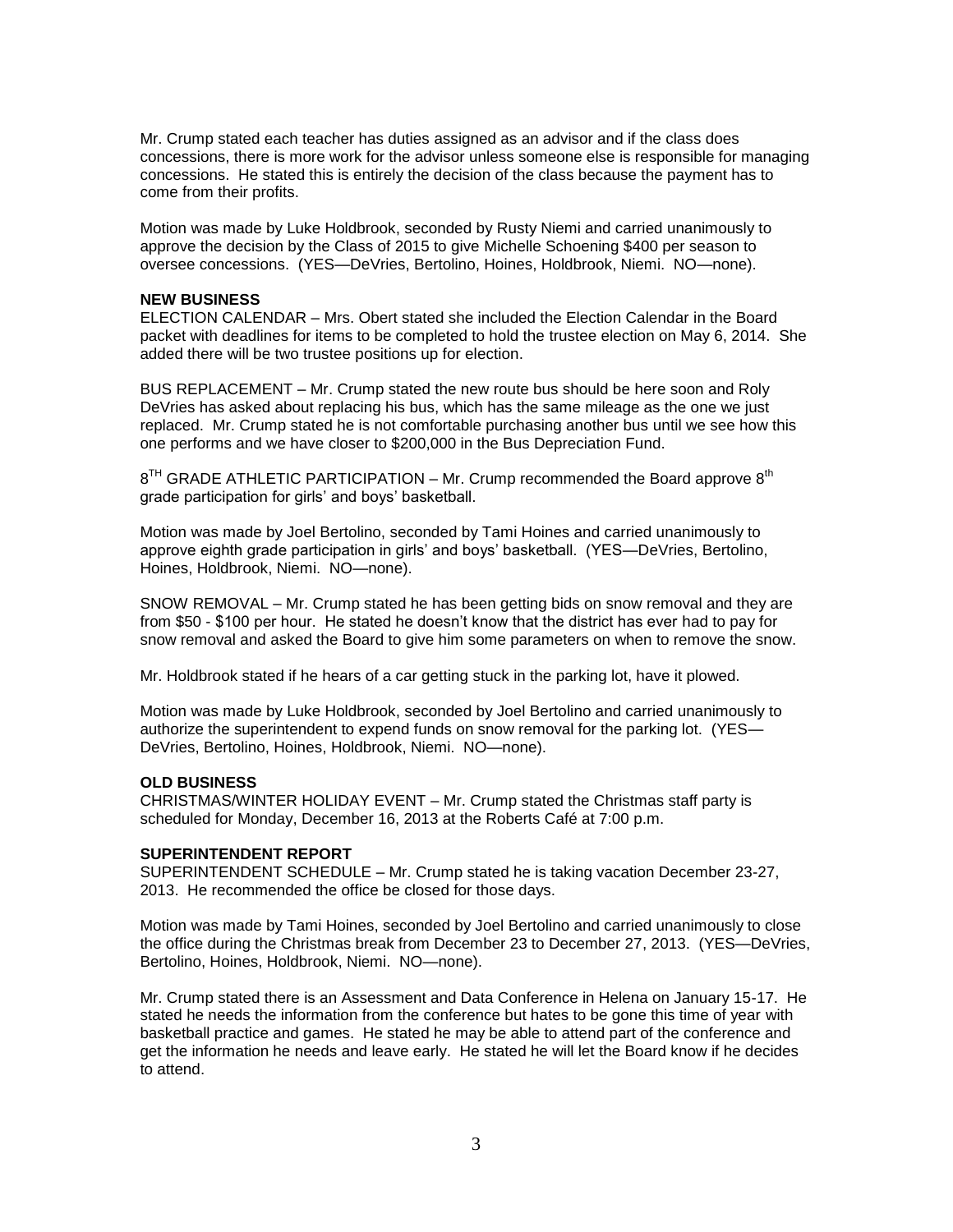Mr. Crump stated each teacher has duties assigned as an advisor and if the class does concessions, there is more work for the advisor unless someone else is responsible for managing concessions. He stated this is entirely the decision of the class because the payment has to come from their profits.

Motion was made by Luke Holdbrook, seconded by Rusty Niemi and carried unanimously to approve the decision by the Class of 2015 to give Michelle Schoening $400 per season to oversee concessions. (YES—DeVries, Bertolino, Hoines, Holdbrook, Niemi. NO—none).

**NEW BUSINESS**

ELECTION CALENDAR – Mrs. Obert stated she included the Election Calendar in the Board packet with deadlines for items to be completed to hold the trustee election on May 6, 2014. She added there will be two trustee positions up for election.

BUS REPLACEMENT – Mr. Crump stated the new route bus should be here soon and Roly DeVries has asked about replacing his bus, which has the same mileage as the one we just replaced. Mr. Crump stated he is not comfortable purchasing another bus until we see how this one performs and we have closer to $200,000 in the Bus Depreciation Fund.

8TH GRADE ATHLETIC PARTICIPATION – Mr. Crump recommended the Board approve 8th grade participation for girls' and boys' basketball.

Motion was made by Joel Bertolino, seconded by Tami Hoines and carried unanimously to approve eighth grade participation in girls' and boys' basketball. (YES—DeVries, Bertolino, Hoines, Holdbrook, Niemi. NO—none).

SNOW REMOVAL – Mr. Crump stated he has been getting bids on snow removal and they are from $50 - $100 per hour. He stated he doesn't know that the district has ever had to pay for snow removal and asked the Board to give him some parameters on when to remove the snow.

Mr. Holdbrook stated if he hears of a car getting stuck in the parking lot, have it plowed.

Motion was made by Luke Holdbrook, seconded by Joel Bertolino and carried unanimously to authorize the superintendent to expend funds on snow removal for the parking lot. (YES—DeVries, Bertolino, Hoines, Holdbrook, Niemi. NO—none).

**OLD BUSINESS**

CHRISTMAS/WINTER HOLIDAY EVENT – Mr. Crump stated the Christmas staff party is scheduled for Monday, December 16, 2013 at the Roberts Café at 7:00 p.m.

**SUPERINTENDENT REPORT**

SUPERINTENDENT SCHEDULE – Mr. Crump stated he is taking vacation December 23-27, 2013. He recommended the office be closed for those days.

Motion was made by Tami Hoines, seconded by Joel Bertolino and carried unanimously to close the office during the Christmas break from December 23 to December 27, 2013. (YES—DeVries, Bertolino, Hoines, Holdbrook, Niemi. NO—none).

Mr. Crump stated there is an Assessment and Data Conference in Helena on January 15-17. He stated he needs the information from the conference but hates to be gone this time of year with basketball practice and games. He stated he may be able to attend part of the conference and get the information he needs and leave early. He stated he will let the Board know if he decides to attend.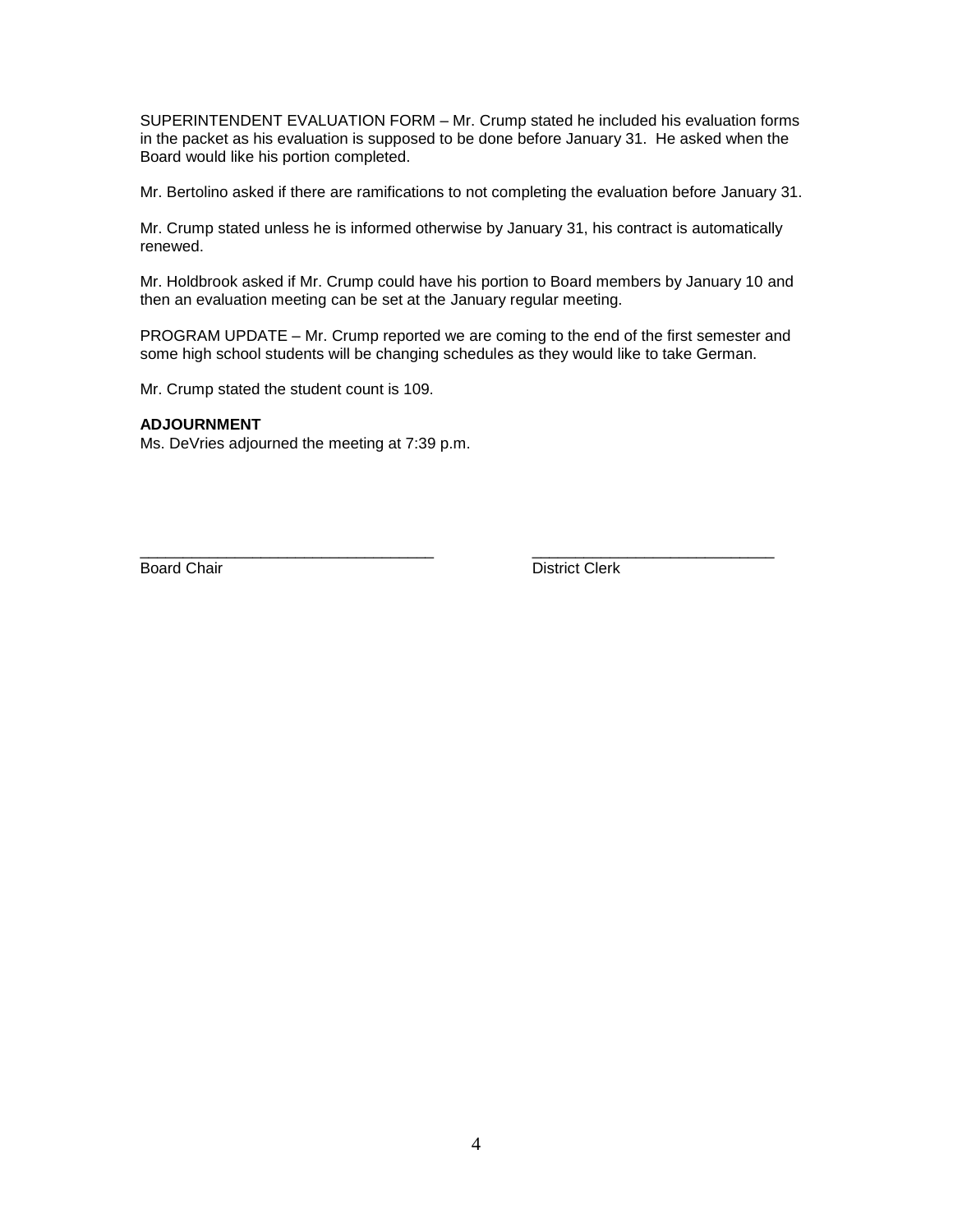SUPERINTENDENT EVALUATION FORM – Mr. Crump stated he included his evaluation forms in the packet as his evaluation is supposed to be done before January 31. He asked when the Board would like his portion completed.

Mr. Bertolino asked if there are ramifications to not completing the evaluation before January 31.

Mr. Crump stated unless he is informed otherwise by January 31, his contract is automatically renewed.

Mr. Holdbrook asked if Mr. Crump could have his portion to Board members by January 10 and then an evaluation meeting can be set at the January regular meeting.

PROGRAM UPDATE – Mr. Crump reported we are coming to the end of the first semester and some high school students will be changing schedules as they would like to take German.

Mr. Crump stated the student count is 109.

**ADJOURNMENT**

Ms. DeVries adjourned the meeting at 7:39 p.m.

\_\_\_\_\_\_\_\_\_\_\_\_\_\_\_\_\_\_\_\_\_\_\_\_\_\_\_\_\_\_\_\_\_\_
Board Chair

\_\_\_\_\_\_\_\_\_\_\_\_\_\_\_\_\_\_\_\_\_\_\_\_\_\_\_\_\_\_\_\_\_\_
District Clerk